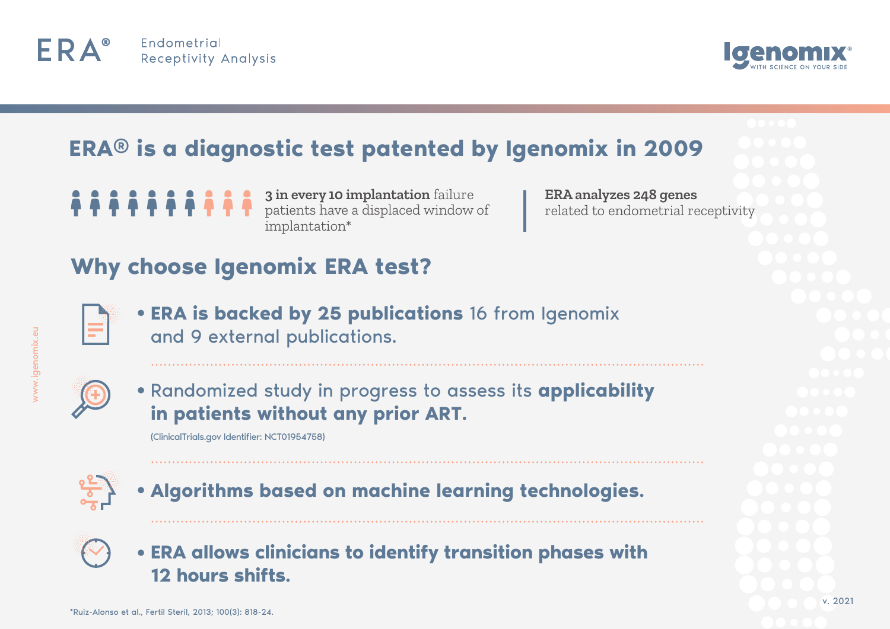ERA® Endometrial Receptivity Analysis

Igenomix® WITH SCIENCE ON YOUR SIDE

# ERA® is a diagnostic test patented by Igenomix in 2009

**3 in every 10 implantation** failure patients have a displaced window of implantation*

**ERA analyzes 248 genes** related to endometrial receptivity

## Why choose Igenomix ERA test?

- **ERA is backed by 25 publications** 16 from Igenomix and 9 external publications.

- Randomized study in progress to assess its **applicability in patients without any prior ART.**

  (ClinicalTrials.gov Identifier: NCT01954758)

- **Algorithms based on machine learning technologies.**

- **ERA allows clinicians to identify transition phases with 12 hours shifts.**

*Ruiz-Alonso et al., Fertil Steril, 2013; 100(3): 818-24.

www.igenomix.eu

v. 2021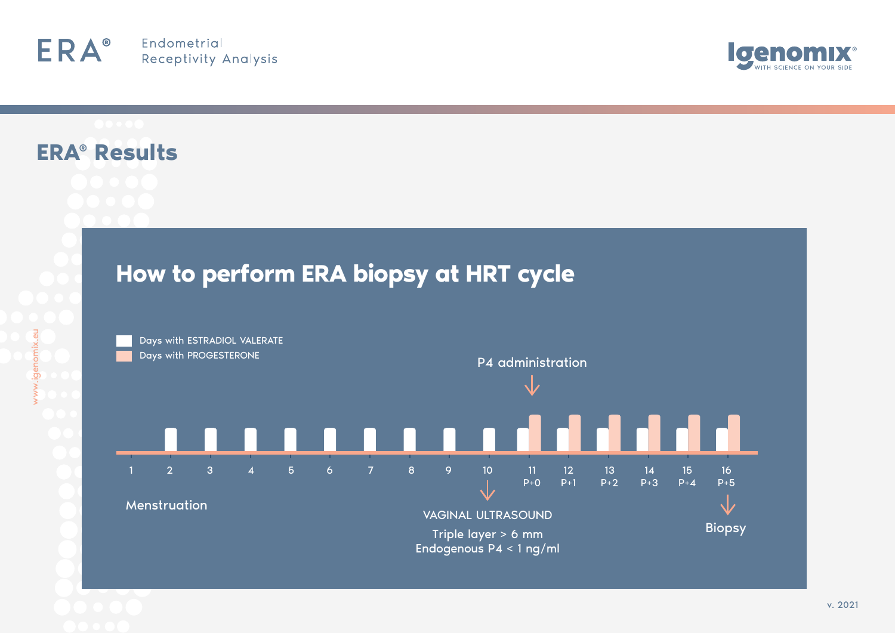ERA® Endometrial Receptivity Analysis

Igenomix® WITH SCIENCE ON YOUR SIDE

## ERA® Results

### How to perform ERA biopsy at HRT cycle

- Days with ESTRADIOL VALERATE
- Days with PROGESTERONE

P4 administration

| 1 | 2 | 3 | 4 | 5 | 6 | 7 | 8 | 9 | 10 | 11 | 12 | 13 | 14 | 15 | 16 |
|---|---|---|---|---|---|---|---|---|---|---|---|---|---|---|---|
| | | | | | | | | | | P+0 | P+1 | P+2 | P+3 | P+4 | P+5 |

Menstruation

VAGINAL ULTRASOUND

Triple layer > 6 mm
Endogenous P4 < 1 ng/ml

Biopsy

www.igenomix.eu

v. 2021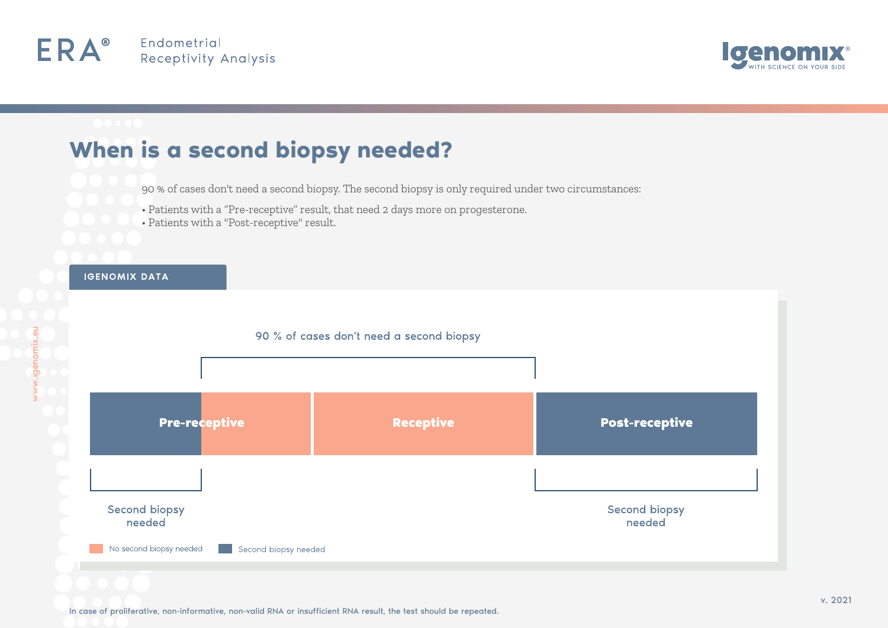ERA® Endometrial Receptivity Analysis

# When is a second biopsy needed?

90 % of cases don't need a second biopsy. The second biopsy is only required under two circumstances:

- Patients with a "Pre-receptive" result, that need 2 days more on progesterone.
- Patients with a "Post-receptive" result.

## IGENOMIX DATA

90 % of cases don't need a second biopsy

Pre-receptive

Receptive

Post-receptive

Second biopsy needed

Second biopsy needed

No second biopsy needed

Second biopsy needed

In case of proliferative, non-informative, non-valid RNA or insufficient RNA result, the test should be repeated.

v. 2021